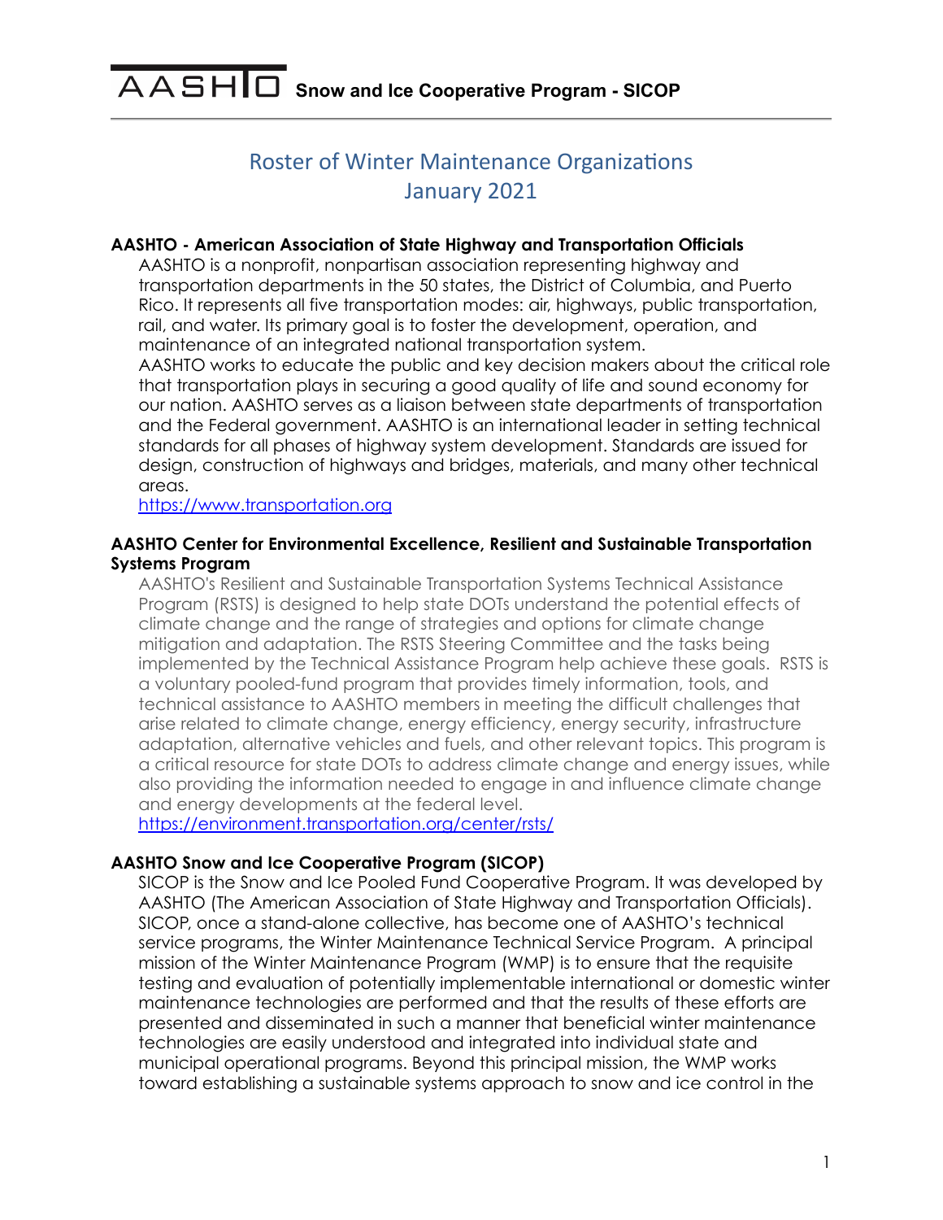# Roster of Winter Maintenance Organizations
## January 2021

### AASHTO - American Association of State Highway and Transportation Officials

AASHTO is a nonprofit, nonpartisan association representing highway and transportation departments in the 50 states, the District of Columbia, and Puerto Rico. It represents all five transportation modes: air, highways, public transportation, rail, and water. Its primary goal is to foster the development, operation, and maintenance of an integrated national transportation system.

AASHTO works to educate the public and key decision makers about the critical role that transportation plays in securing a good quality of life and sound economy for our nation. AASHTO serves as a liaison between state departments of transportation and the Federal government. AASHTO is an international leader in setting technical standards for all phases of highway system development. Standards are issued for design, construction of highways and bridges, materials, and many other technical areas.

https://www.transportation.org

### AASHTO Center for Environmental Excellence, Resilient and Sustainable Transportation Systems Program

AASHTO's Resilient and Sustainable Transportation Systems Technical Assistance Program (RSTS) is designed to help state DOTs understand the potential effects of climate change and the range of strategies and options for climate change mitigation and adaptation. The RSTS Steering Committee and the tasks being implemented by the Technical Assistance Program help achieve these goals. RSTS is a voluntary pooled-fund program that provides timely information, tools, and technical assistance to AASHTO members in meeting the difficult challenges that arise related to climate change, energy efficiency, energy security, infrastructure adaptation, alternative vehicles and fuels, and other relevant topics. This program is a critical resource for state DOTs to address climate change and energy issues, while also providing the information needed to engage in and influence climate change and energy developments at the federal level.

https://environment.transportation.org/center/rsts/

### AASHTO Snow and Ice Cooperative Program (SICOP)

SICOP is the Snow and Ice Pooled Fund Cooperative Program. It was developed by AASHTO (The American Association of State Highway and Transportation Officials). SICOP, once a stand-alone collective, has become one of AASHTO's technical service programs, the Winter Maintenance Technical Service Program. A principal mission of the Winter Maintenance Program (WMP) is to ensure that the requisite testing and evaluation of potentially implementable international or domestic winter maintenance technologies are performed and that the results of these efforts are presented and disseminated in such a manner that beneficial winter maintenance technologies are easily understood and integrated into individual state and municipal operational programs. Beyond this principal mission, the WMP works toward establishing a sustainable systems approach to snow and ice control in the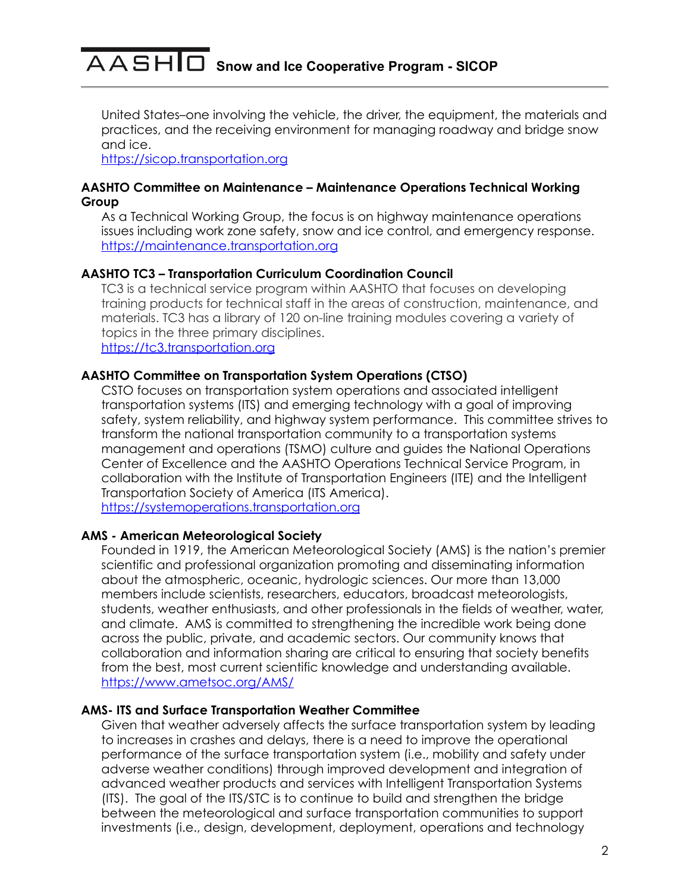United States–one involving the vehicle, the driver, the equipment, the materials and practices, and the receiving environment for managing roadway and bridge snow and ice.
https://sicop.transportation.org

**AASHTO Committee on Maintenance – Maintenance Operations Technical Working Group**

As a Technical Working Group, the focus is on highway maintenance operations issues including work zone safety, snow and ice control, and emergency response.
https://maintenance.transportation.org

**AASHTO TC3 – Transportation Curriculum Coordination Council**

TC3 is a technical service program within AASHTO that focuses on developing training products for technical staff in the areas of construction, maintenance, and materials. TC3 has a library of 120 on-line training modules covering a variety of topics in the three primary disciplines.
https://tc3.transportation.org

**AASHTO Committee on Transportation System Operations (CTSO)**

CSTO focuses on transportation system operations and associated intelligent transportation systems (ITS) and emerging technology with a goal of improving safety, system reliability, and highway system performance. This committee strives to transform the national transportation community to a transportation systems management and operations (TSMO) culture and guides the National Operations Center of Excellence and the AASHTO Operations Technical Service Program, in collaboration with the Institute of Transportation Engineers (ITE) and the Intelligent Transportation Society of America (ITS America).
https://systemoperations.transportation.org

**AMS - American Meteorological Society**

Founded in 1919, the American Meteorological Society (AMS) is the nation's premier scientific and professional organization promoting and disseminating information about the atmospheric, oceanic, hydrologic sciences. Our more than 13,000 members include scientists, researchers, educators, broadcast meteorologists, students, weather enthusiasts, and other professionals in the fields of weather, water, and climate. AMS is committed to strengthening the incredible work being done across the public, private, and academic sectors. Our community knows that collaboration and information sharing are critical to ensuring that society benefits from the best, most current scientific knowledge and understanding available.
https://www.ametsoc.org/AMS/

**AMS- ITS and Surface Transportation Weather Committee**

Given that weather adversely affects the surface transportation system by leading to increases in crashes and delays, there is a need to improve the operational performance of the surface transportation system (i.e., mobility and safety under adverse weather conditions) through improved development and integration of advanced weather products and services with Intelligent Transportation Systems (ITS). The goal of the ITS/STC is to continue to build and strengthen the bridge between the meteorological and surface transportation communities to support investments (i.e., design, development, deployment, operations and technology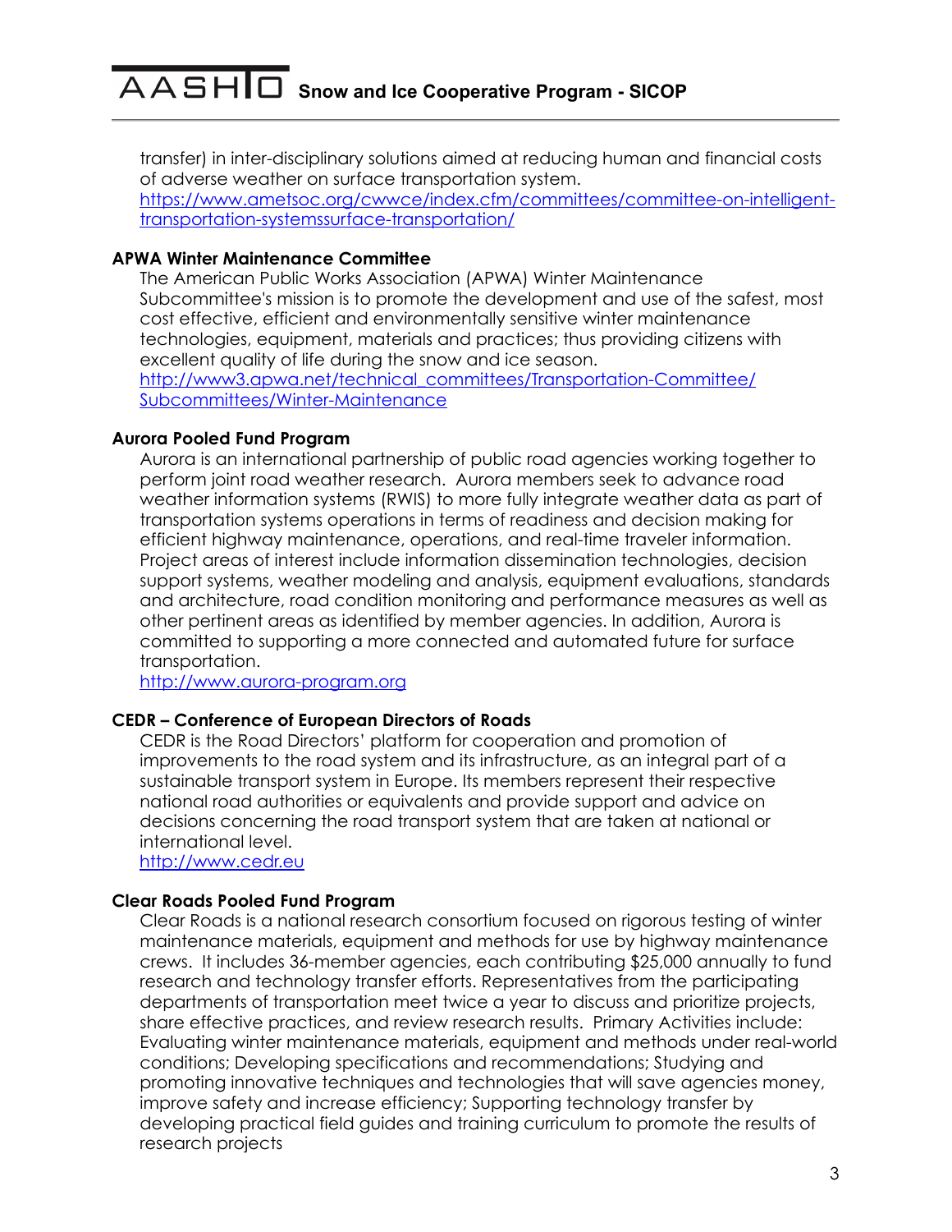transfer) in inter-disciplinary solutions aimed at reducing human and financial costs of adverse weather on surface transportation system.
https://www.ametsoc.org/cwwce/index.cfm/committees/committee-on-intelligent-transportation-systemssurface-transportation/

**APWA Winter Maintenance Committee**

The American Public Works Association (APWA) Winter Maintenance Subcommittee's mission is to promote the development and use of the safest, most cost effective, efficient and environmentally sensitive winter maintenance technologies, equipment, materials and practices; thus providing citizens with excellent quality of life during the snow and ice season.
http://www3.apwa.net/technical_committees/Transportation-Committee/Subcommittees/Winter-Maintenance

**Aurora Pooled Fund Program**

Aurora is an international partnership of public road agencies working together to perform joint road weather research. Aurora members seek to advance road weather information systems (RWIS) to more fully integrate weather data as part of transportation systems operations in terms of readiness and decision making for efficient highway maintenance, operations, and real-time traveler information. Project areas of interest include information dissemination technologies, decision support systems, weather modeling and analysis, equipment evaluations, standards and architecture, road condition monitoring and performance measures as well as other pertinent areas as identified by member agencies. In addition, Aurora is committed to supporting a more connected and automated future for surface transportation.
http://www.aurora-program.org

**CEDR – Conference of European Directors of Roads**

CEDR is the Road Directors' platform for cooperation and promotion of improvements to the road system and its infrastructure, as an integral part of a sustainable transport system in Europe. Its members represent their respective national road authorities or equivalents and provide support and advice on decisions concerning the road transport system that are taken at national or international level.
http://www.cedr.eu

**Clear Roads Pooled Fund Program**

Clear Roads is a national research consortium focused on rigorous testing of winter maintenance materials, equipment and methods for use by highway maintenance crews. It includes 36-member agencies, each contributing $25,000 annually to fund research and technology transfer efforts. Representatives from the participating departments of transportation meet twice a year to discuss and prioritize projects, share effective practices, and review research results. Primary Activities include: Evaluating winter maintenance materials, equipment and methods under real-world conditions; Developing specifications and recommendations; Studying and promoting innovative techniques and technologies that will save agencies money, improve safety and increase efficiency; Supporting technology transfer by developing practical field guides and training curriculum to promote the results of research projects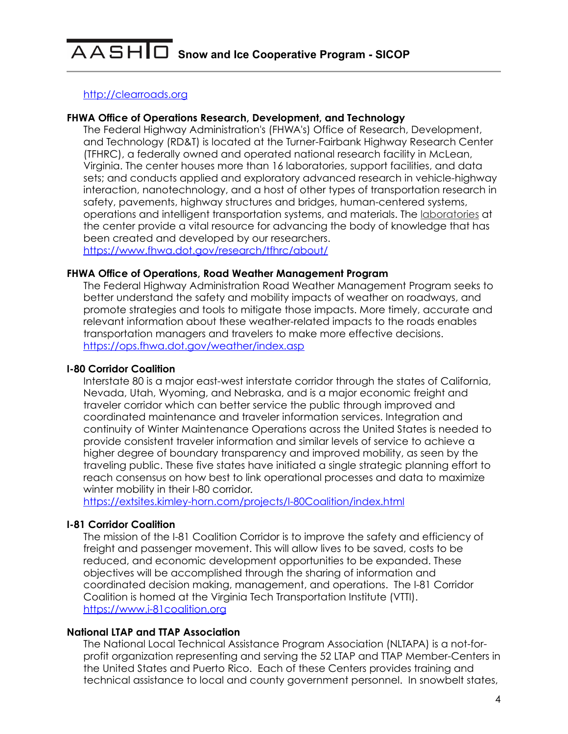http://clearroads.org

**FHWA Office of Operations Research, Development, and Technology**

The Federal Highway Administration's (FHWA's) Office of Research, Development, and Technology (RD&T) is located at the Turner-Fairbank Highway Research Center (TFHRC), a federally owned and operated national research facility in McLean, Virginia. The center houses more than 16 laboratories, support facilities, and data sets; and conducts applied and exploratory advanced research in vehicle-highway interaction, nanotechnology, and a host of other types of transportation research in safety, pavements, highway structures and bridges, human-centered systems, operations and intelligent transportation systems, and materials. The laboratories at the center provide a vital resource for advancing the body of knowledge that has been created and developed by our researchers.
https://www.fhwa.dot.gov/research/tfhrc/about/

**FHWA Office of Operations, Road Weather Management Program**

The Federal Highway Administration Road Weather Management Program seeks to better understand the safety and mobility impacts of weather on roadways, and promote strategies and tools to mitigate those impacts. More timely, accurate and relevant information about these weather-related impacts to the roads enables transportation managers and travelers to make more effective decisions.
https://ops.fhwa.dot.gov/weather/index.asp

**I-80 Corridor Coalition**

Interstate 80 is a major east-west interstate corridor through the states of California, Nevada, Utah, Wyoming, and Nebraska, and is a major economic freight and traveler corridor which can better service the public through improved and coordinated maintenance and traveler information services. Integration and continuity of Winter Maintenance Operations across the United States is needed to provide consistent traveler information and similar levels of service to achieve a higher degree of boundary transparency and improved mobility, as seen by the traveling public. These five states have initiated a single strategic planning effort to reach consensus on how best to link operational processes and data to maximize winter mobility in their I-80 corridor.
https://extsites.kimley-horn.com/projects/I-80Coalition/index.html

**I-81 Corridor Coalition**

The mission of the I-81 Coalition Corridor is to improve the safety and efficiency of freight and passenger movement. This will allow lives to be saved, costs to be reduced, and economic development opportunities to be expanded. These objectives will be accomplished through the sharing of information and coordinated decision making, management, and operations. The I-81 Corridor Coalition is homed at the Virginia Tech Transportation Institute (VTTI).
https://www.i-81coalition.org

**National LTAP and TTAP Association**

The National Local Technical Assistance Program Association (NLTAPA) is a not-for-profit organization representing and serving the 52 LTAP and TTAP Member-Centers in the United States and Puerto Rico. Each of these Centers provides training and technical assistance to local and county government personnel. In snowbelt states,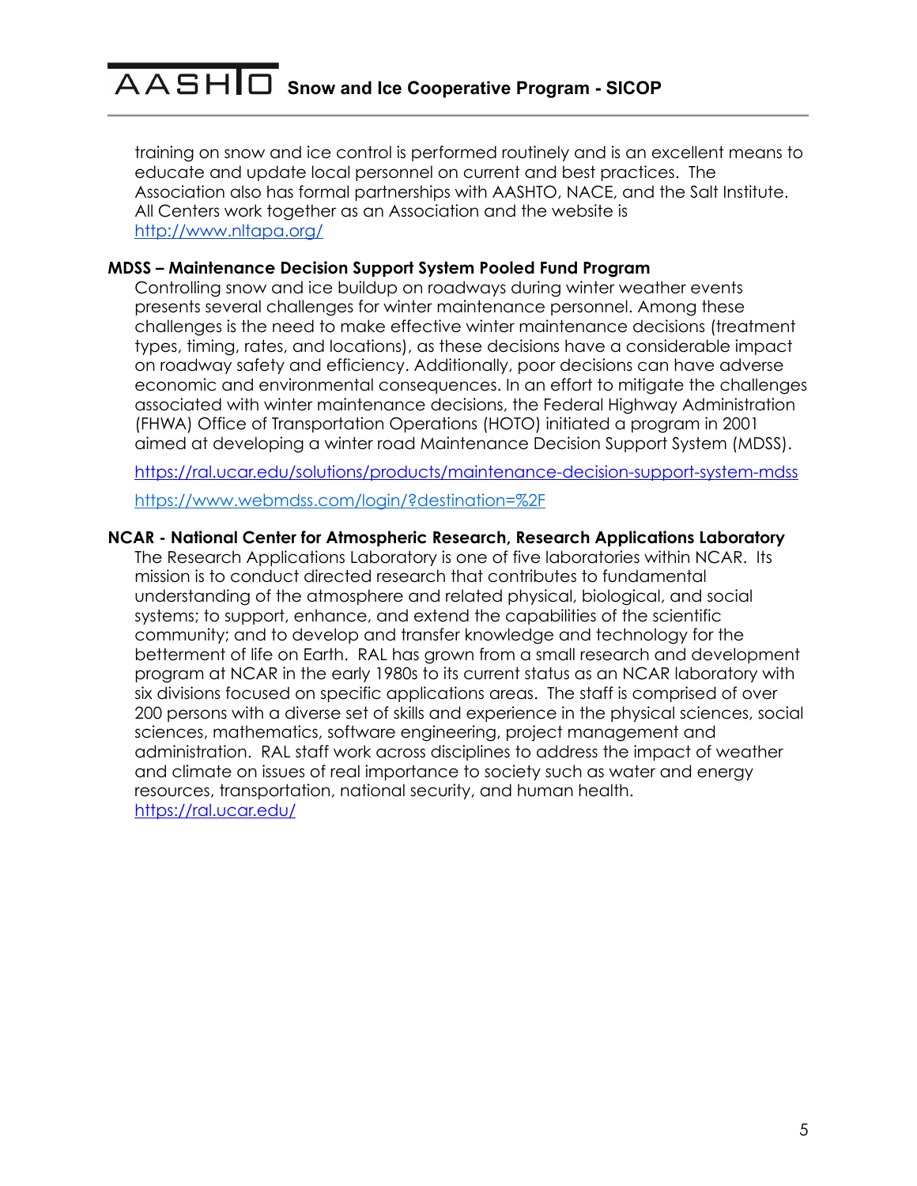training on snow and ice control is performed routinely and is an excellent means to educate and update local personnel on current and best practices. The Association also has formal partnerships with AASHTO, NACE, and the Salt Institute. All Centers work together as an Association and the website is http://www.nltapa.org/

**MDSS – Maintenance Decision Support System Pooled Fund Program**

Controlling snow and ice buildup on roadways during winter weather events presents several challenges for winter maintenance personnel. Among these challenges is the need to make effective winter maintenance decisions (treatment types, timing, rates, and locations), as these decisions have a considerable impact on roadway safety and efficiency. Additionally, poor decisions can have adverse economic and environmental consequences. In an effort to mitigate the challenges associated with winter maintenance decisions, the Federal Highway Administration (FHWA) Office of Transportation Operations (HOTO) initiated a program in 2001 aimed at developing a winter road Maintenance Decision Support System (MDSS).

https://ral.ucar.edu/solutions/products/maintenance-decision-support-system-mdss

https://www.webmdss.com/login/?destination=%2F

**NCAR - National Center for Atmospheric Research, Research Applications Laboratory**

The Research Applications Laboratory is one of five laboratories within NCAR. Its mission is to conduct directed research that contributes to fundamental understanding of the atmosphere and related physical, biological, and social systems; to support, enhance, and extend the capabilities of the scientific community; and to develop and transfer knowledge and technology for the betterment of life on Earth. RAL has grown from a small research and development program at NCAR in the early 1980s to its current status as an NCAR laboratory with six divisions focused on specific applications areas. The staff is comprised of over 200 persons with a diverse set of skills and experience in the physical sciences, social sciences, mathematics, software engineering, project management and administration. RAL staff work across disciplines to address the impact of weather and climate on issues of real importance to society such as water and energy resources, transportation, national security, and human health.
https://ral.ucar.edu/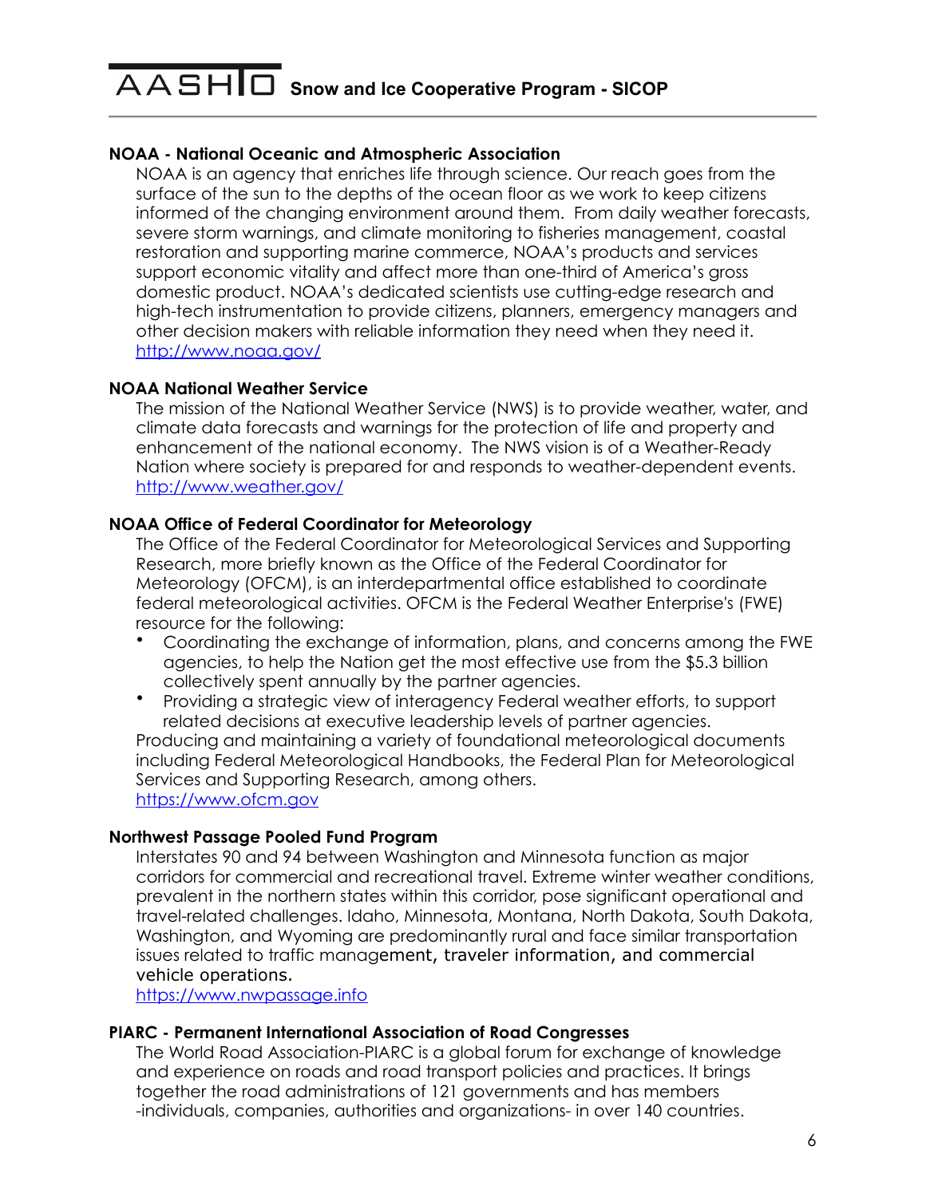### NOAA - National Oceanic and Atmospheric Association

NOAA is an agency that enriches life through science. Our reach goes from the surface of the sun to the depths of the ocean floor as we work to keep citizens informed of the changing environment around them. From daily weather forecasts, severe storm warnings, and climate monitoring to fisheries management, coastal restoration and supporting marine commerce, NOAA's products and services support economic vitality and affect more than one-third of America's gross domestic product. NOAA's dedicated scientists use cutting-edge research and high-tech instrumentation to provide citizens, planners, emergency managers and other decision makers with reliable information they need when they need it.
http://www.noaa.gov/

### NOAA National Weather Service

The mission of the National Weather Service (NWS) is to provide weather, water, and climate data forecasts and warnings for the protection of life and property and enhancement of the national economy. The NWS vision is of a Weather-Ready Nation where society is prepared for and responds to weather-dependent events.
http://www.weather.gov/

### NOAA Office of Federal Coordinator for Meteorology

The Office of the Federal Coordinator for Meteorological Services and Supporting Research, more briefly known as the Office of the Federal Coordinator for Meteorology (OFCM), is an interdepartmental office established to coordinate federal meteorological activities. OFCM is the Federal Weather Enterprise's (FWE) resource for the following:

- Coordinating the exchange of information, plans, and concerns among the FWE agencies, to help the Nation get the most effective use from the $5.3 billion collectively spent annually by the partner agencies.
- Providing a strategic view of interagency Federal weather efforts, to support related decisions at executive leadership levels of partner agencies.

Producing and maintaining a variety of foundational meteorological documents including Federal Meteorological Handbooks, the Federal Plan for Meteorological Services and Supporting Research, among others.
https://www.ofcm.gov

### Northwest Passage Pooled Fund Program

Interstates 90 and 94 between Washington and Minnesota function as major corridors for commercial and recreational travel. Extreme winter weather conditions, prevalent in the northern states within this corridor, pose significant operational and travel-related challenges. Idaho, Minnesota, Montana, North Dakota, South Dakota, Washington, and Wyoming are predominantly rural and face similar transportation issues related to traffic management, traveler information, and commercial vehicle operations.
https://www.nwpassage.info

### PIARC - Permanent International Association of Road Congresses

The World Road Association-PIARC is a global forum for exchange of knowledge and experience on roads and road transport policies and practices. It brings together the road administrations of 121 governments and has members -individuals, companies, authorities and organizations- in over 140 countries.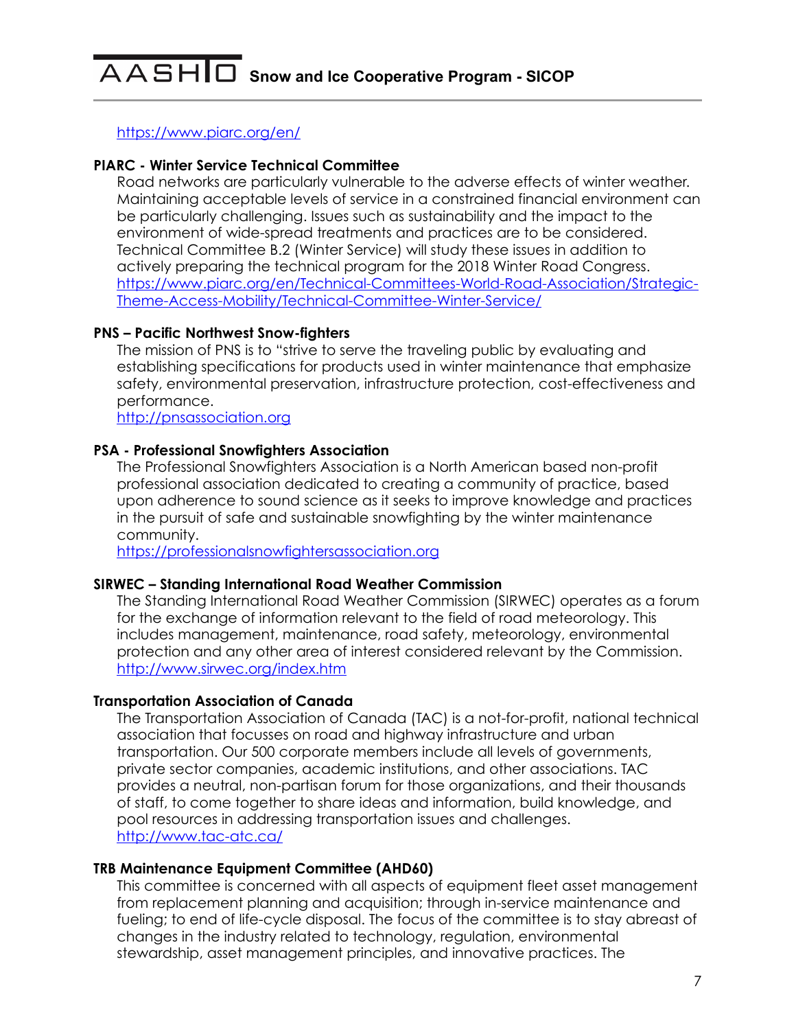https://www.piarc.org/en/

**PIARC - Winter Service Technical Committee**

Road networks are particularly vulnerable to the adverse effects of winter weather. Maintaining acceptable levels of service in a constrained financial environment can be particularly challenging. Issues such as sustainability and the impact to the environment of wide-spread treatments and practices are to be considered. Technical Committee B.2 (Winter Service) will study these issues in addition to actively preparing the technical program for the 2018 Winter Road Congress.
https://www.piarc.org/en/Technical-Committees-World-Road-Association/Strategic-Theme-Access-Mobility/Technical-Committee-Winter-Service/

**PNS – Pacific Northwest Snow-fighters**

The mission of PNS is to "strive to serve the traveling public by evaluating and establishing specifications for products used in winter maintenance that emphasize safety, environmental preservation, infrastructure protection, cost-effectiveness and performance.
http://pnsassociation.org

**PSA - Professional Snowfighters Association**

The Professional Snowfighters Association is a North American based non-profit professional association dedicated to creating a community of practice, based upon adherence to sound science as it seeks to improve knowledge and practices in the pursuit of safe and sustainable snowfighting by the winter maintenance community.
https://professionalsnowfightersassociation.org

**SIRWEC – Standing International Road Weather Commission**

The Standing International Road Weather Commission (SIRWEC) operates as a forum for the exchange of information relevant to the field of road meteorology. This includes management, maintenance, road safety, meteorology, environmental protection and any other area of interest considered relevant by the Commission.
http://www.sirwec.org/index.htm

**Transportation Association of Canada**

The Transportation Association of Canada (TAC) is a not-for-profit, national technical association that focusses on road and highway infrastructure and urban transportation. Our 500 corporate members include all levels of governments, private sector companies, academic institutions, and other associations. TAC provides a neutral, non-partisan forum for those organizations, and their thousands of staff, to come together to share ideas and information, build knowledge, and pool resources in addressing transportation issues and challenges.
http://www.tac-atc.ca/

**TRB Maintenance Equipment Committee (AHD60)**

This committee is concerned with all aspects of equipment fleet asset management from replacement planning and acquisition; through in-service maintenance and fueling; to end of life-cycle disposal. The focus of the committee is to stay abreast of changes in the industry related to technology, regulation, environmental stewardship, asset management principles, and innovative practices. The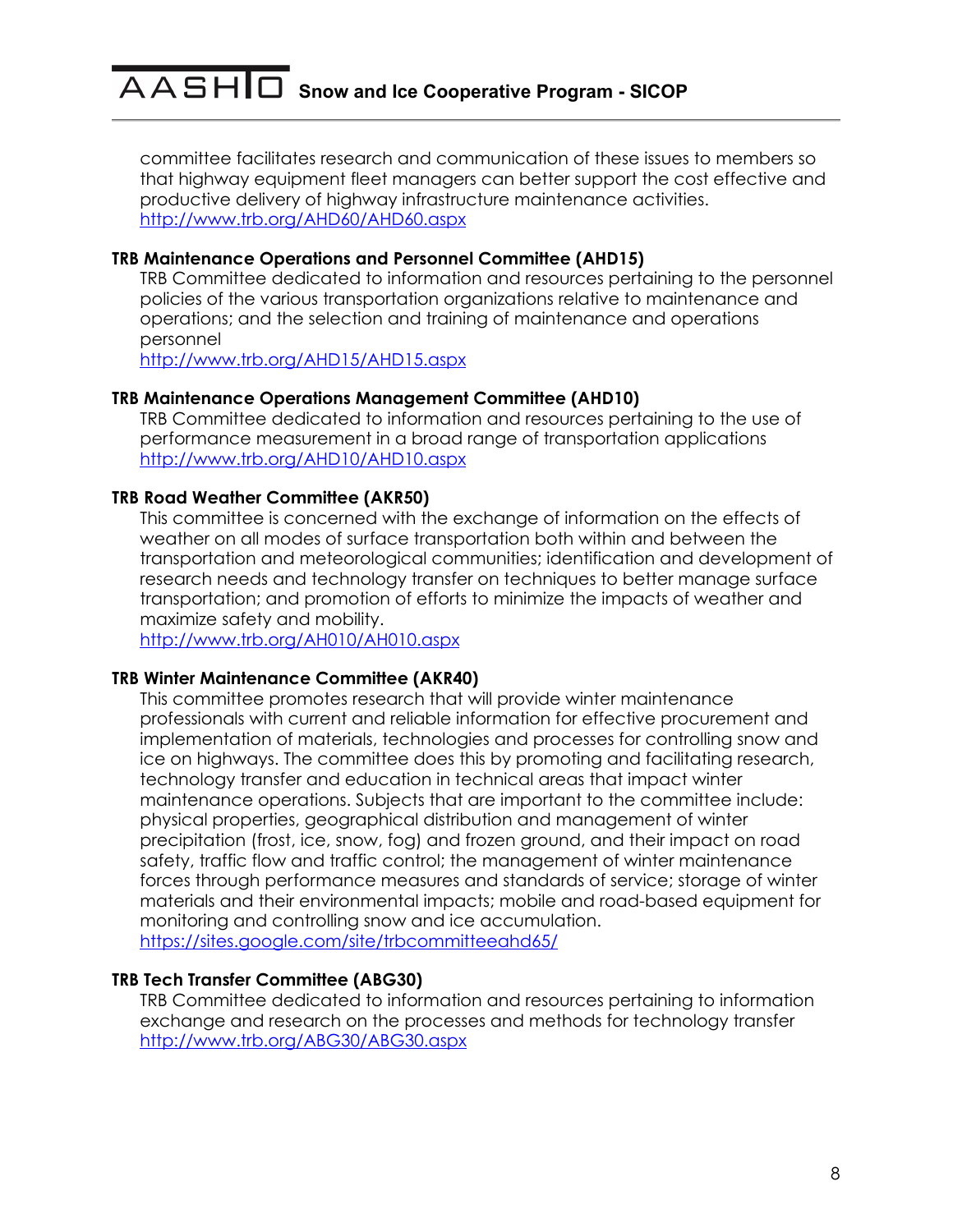committee facilitates research and communication of these issues to members so that highway equipment fleet managers can better support the cost effective and productive delivery of highway infrastructure maintenance activities.
http://www.trb.org/AHD60/AHD60.aspx

**TRB Maintenance Operations and Personnel Committee (AHD15)**

TRB Committee dedicated to information and resources pertaining to the personnel policies of the various transportation organizations relative to maintenance and operations; and the selection and training of maintenance and operations personnel
http://www.trb.org/AHD15/AHD15.aspx

**TRB Maintenance Operations Management Committee (AHD10)**

TRB Committee dedicated to information and resources pertaining to the use of performance measurement in a broad range of transportation applications
http://www.trb.org/AHD10/AHD10.aspx

**TRB Road Weather Committee (AKR50)**

This committee is concerned with the exchange of information on the effects of weather on all modes of surface transportation both within and between the transportation and meteorological communities; identification and development of research needs and technology transfer on techniques to better manage surface transportation; and promotion of efforts to minimize the impacts of weather and maximize safety and mobility.
http://www.trb.org/AH010/AH010.aspx

**TRB Winter Maintenance Committee (AKR40)**

This committee promotes research that will provide winter maintenance professionals with current and reliable information for effective procurement and implementation of materials, technologies and processes for controlling snow and ice on highways. The committee does this by promoting and facilitating research, technology transfer and education in technical areas that impact winter maintenance operations. Subjects that are important to the committee include: physical properties, geographical distribution and management of winter precipitation (frost, ice, snow, fog) and frozen ground, and their impact on road safety, traffic flow and traffic control; the management of winter maintenance forces through performance measures and standards of service; storage of winter materials and their environmental impacts; mobile and road-based equipment for monitoring and controlling snow and ice accumulation.
https://sites.google.com/site/trbcommitteeahd65/

**TRB Tech Transfer Committee (ABG30)**

TRB Committee dedicated to information and resources pertaining to information exchange and research on the processes and methods for technology transfer
http://www.trb.org/ABG30/ABG30.aspx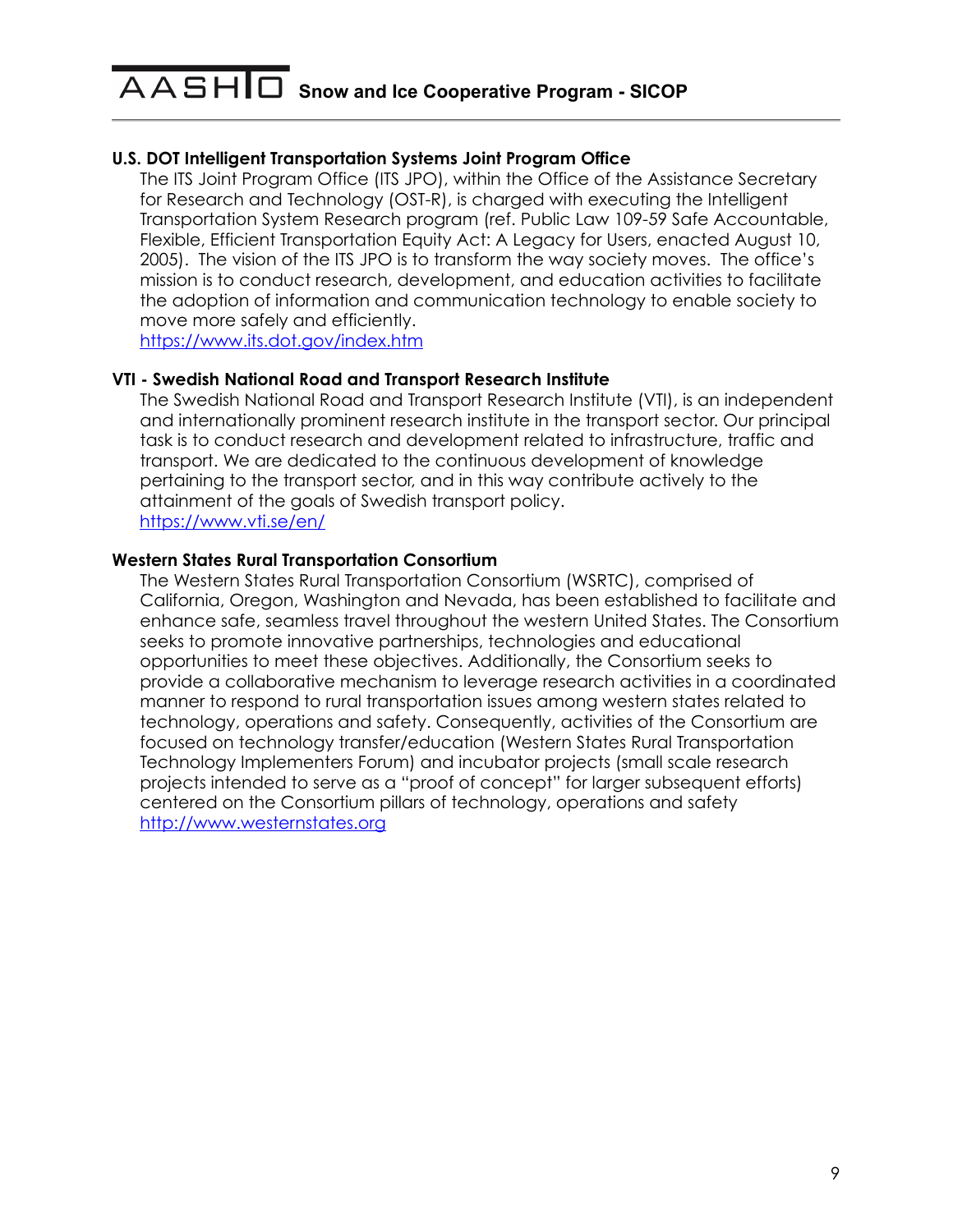### U.S. DOT Intelligent Transportation Systems Joint Program Office

The ITS Joint Program Office (ITS JPO), within the Office of the Assistance Secretary for Research and Technology (OST-R), is charged with executing the Intelligent Transportation System Research program (ref. Public Law 109-59 Safe Accountable, Flexible, Efficient Transportation Equity Act: A Legacy for Users, enacted August 10, 2005). The vision of the ITS JPO is to transform the way society moves. The office's mission is to conduct research, development, and education activities to facilitate the adoption of information and communication technology to enable society to move more safely and efficiently.
https://www.its.dot.gov/index.htm

### VTI - Swedish National Road and Transport Research Institute

The Swedish National Road and Transport Research Institute (VTI), is an independent and internationally prominent research institute in the transport sector. Our principal task is to conduct research and development related to infrastructure, traffic and transport. We are dedicated to the continuous development of knowledge pertaining to the transport sector, and in this way contribute actively to the attainment of the goals of Swedish transport policy.
https://www.vti.se/en/

### Western States Rural Transportation Consortium

The Western States Rural Transportation Consortium (WSRTC), comprised of California, Oregon, Washington and Nevada, has been established to facilitate and enhance safe, seamless travel throughout the western United States. The Consortium seeks to promote innovative partnerships, technologies and educational opportunities to meet these objectives. Additionally, the Consortium seeks to provide a collaborative mechanism to leverage research activities in a coordinated manner to respond to rural transportation issues among western states related to technology, operations and safety. Consequently, activities of the Consortium are focused on technology transfer/education (Western States Rural Transportation Technology Implementers Forum) and incubator projects (small scale research projects intended to serve as a "proof of concept" for larger subsequent efforts) centered on the Consortium pillars of technology, operations and safety
http://www.westernstates.org